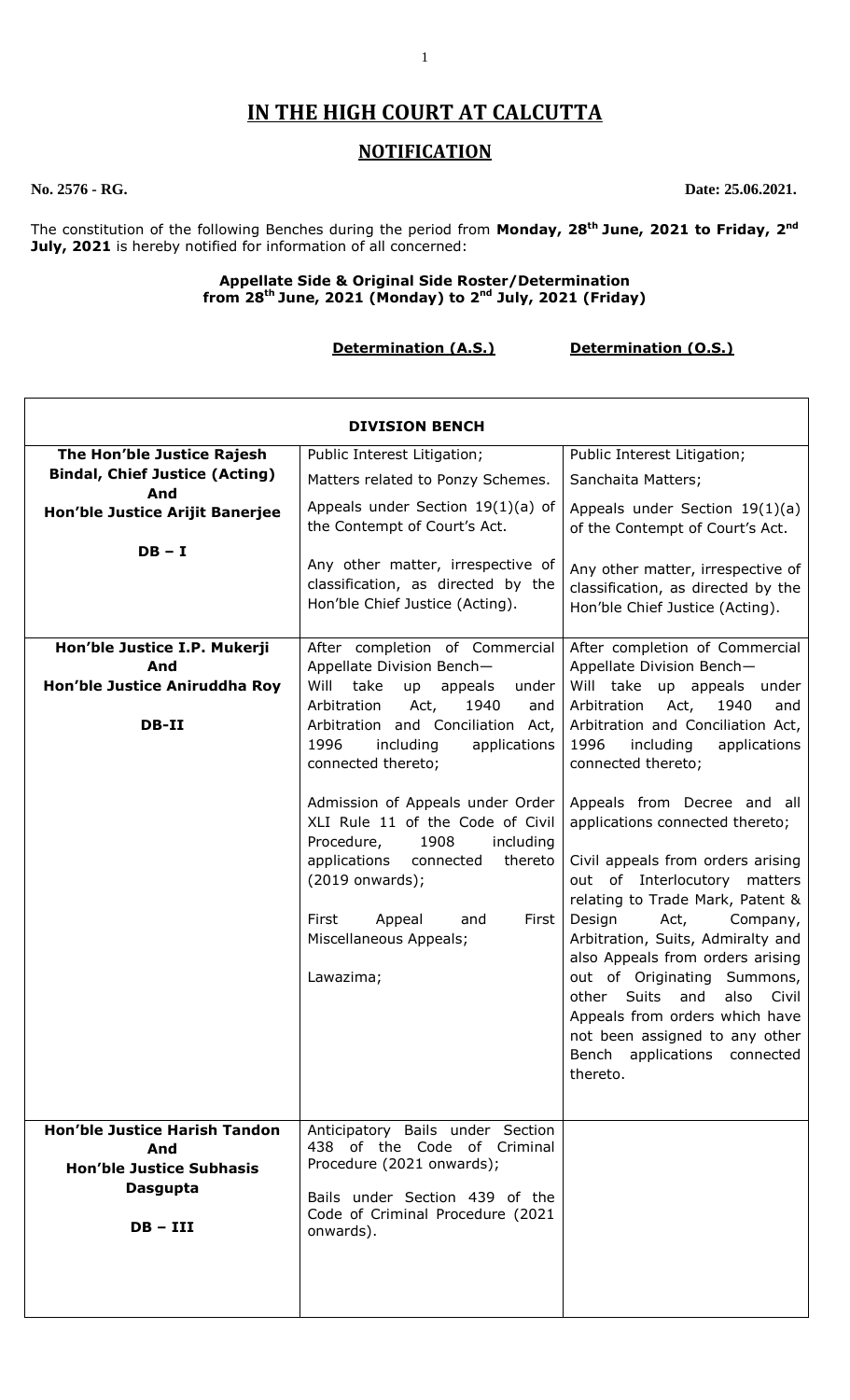# IN THE HIGH COURT AT CALCUTTA

## NOTIFICATION

**No. 2576 - RG.** **Date: 25.06.2021.**

The constitution of the following Benches during the period from **Monday, 28th June, 2021 to Friday, 2nd July, 2021** is hereby notified for information of all concerned:

**Appellate Side & Original Side Roster/Determination from 28th June, 2021 (Monday) to 2nd July, 2021 (Friday)**

| | **Determination (A.S.)** | **Determination (O.S.)** |
|---|---|---|
| **DIVISION BENCH** | | |
| **The Hon'ble Justice Rajesh Bindal, Chief Justice (Acting) And Hon'ble Justice Arijit Banerjee**<br><br>**DB – I** | Public Interest Litigation;<br><br>Matters related to Ponzy Schemes.<br><br>Appeals under Section 19(1)(a) of the Contempt of Court's Act.<br><br>Any other matter, irrespective of classification, as directed by the Hon'ble Chief Justice (Acting). | Public Interest Litigation;<br><br>Sanchaita Matters;<br><br>Appeals under Section 19(1)(a) of the Contempt of Court's Act.<br><br>Any other matter, irrespective of classification, as directed by the Hon'ble Chief Justice (Acting). |
| **Hon'ble Justice I.P. Mukerji And Hon'ble Justice Aniruddha Roy**<br><br>**DB-II** | After completion of Commercial Appellate Division Bench—<br>Will take up appeals under Arbitration Act, 1940 and Arbitration and Conciliation Act, 1996 including applications connected thereto;<br><br>Admission of Appeals under Order XLI Rule 11 of the Code of Civil Procedure, 1908 including applications connected thereto (2019 onwards);<br><br>First Appeal and First Miscellaneous Appeals;<br><br>Lawazima; | After completion of Commercial Appellate Division Bench—<br>Will take up appeals under Arbitration Act, 1940 and Arbitration and Conciliation Act, 1996 including applications connected thereto;<br><br>Appeals from Decree and all applications connected thereto;<br><br>Civil appeals from orders arising out of Interlocutory matters relating to Trade Mark, Patent & Design Act, Company, Arbitration, Suits, Admiralty and also Appeals from orders arising out of Originating Summons, other Suits and also Civil Appeals from orders which have not been assigned to any other Bench applications connected thereto. |
| **Hon'ble Justice Harish Tandon And Hon'ble Justice Subhasis Dasgupta**<br><br>**DB – III** | Anticipatory Bails under Section 438 of the Code of Criminal Procedure (2021 onwards);<br><br>Bails under Section 439 of the Code of Criminal Procedure (2021 onwards). | |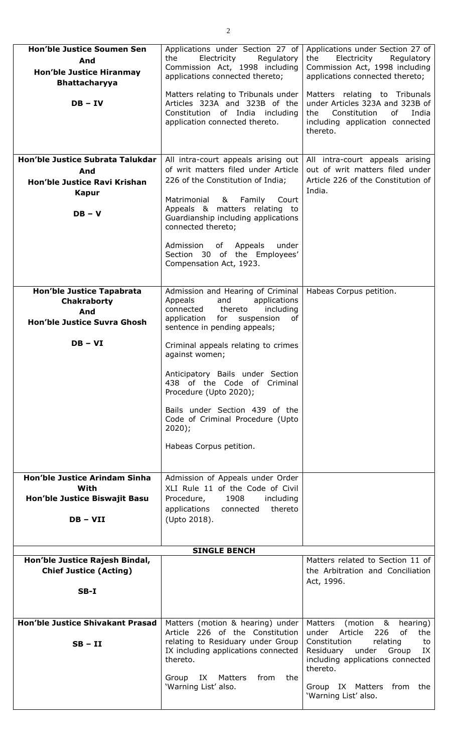| | | |
|---|---|---|
| **Hon'ble Justice Soumen Sen And Hon'ble Justice Hiranmay Bhattacharyya**<br><br>**DB – IV** | Applications under Section 27 of the Electricity Regulatory Commission Act, 1998 including applications connected thereto;<br><br>Matters relating to Tribunals under Articles 323A and 323B of the Constitution of India including application connected thereto. | Applications under Section 27 of the Electricity Regulatory Commission Act, 1998 including applications connected thereto;<br><br>Matters relating to Tribunals under Articles 323A and 323B of the Constitution of India including application connected thereto. |
| **Hon'ble Justice Subrata Talukdar And Hon'ble Justice Ravi Krishan Kapur**<br><br>**DB – V** | All intra-court appeals arising out of writ matters filed under Article 226 of the Constitution of India;<br><br>Matrimonial & Family Court Appeals & matters relating to Guardianship including applications connected thereto;<br><br>Admission of Appeals under Section 30 of the Employees' Compensation Act, 1923. | All intra-court appeals arising out of writ matters filed under Article 226 of the Constitution of India. |
| **Hon'ble Justice Tapabrata Chakraborty And Hon'ble Justice Suvra Ghosh**<br><br>**DB – VI** | Admission and Hearing of Criminal Appeals and applications connected thereto including application for suspension of sentence in pending appeals;<br><br>Criminal appeals relating to crimes against women;<br><br>Anticipatory Bails under Section 438 of the Code of Criminal Procedure (Upto 2020);<br><br>Bails under Section 439 of the Code of Criminal Procedure (Upto 2020);<br><br>Habeas Corpus petition. | Habeas Corpus petition. |
| **Hon'ble Justice Arindam Sinha With Hon'ble Justice Biswajit Basu**<br><br>**DB – VII** | Admission of Appeals under Order XLI Rule 11 of the Code of Civil Procedure, 1908 including applications connected thereto (Upto 2018). | |
| | **SINGLE BENCH** | |
| **Hon'ble Justice Rajesh Bindal, Chief Justice (Acting)**<br><br>**SB-I** | | Matters related to Section 11 of the Arbitration and Conciliation Act, 1996. |
| **Hon'ble Justice Shivakant Prasad**<br><br>**SB – II** | Matters (motion & hearing) under Article 226 of the Constitution relating to Residuary under Group IX including applications connected thereto.<br><br>Group IX Matters from the 'Warning List' also. | Matters (motion & hearing) under Article 226 of the Constitution relating to Residuary under Group IX including applications connected thereto.<br><br>Group IX Matters from the 'Warning List' also. |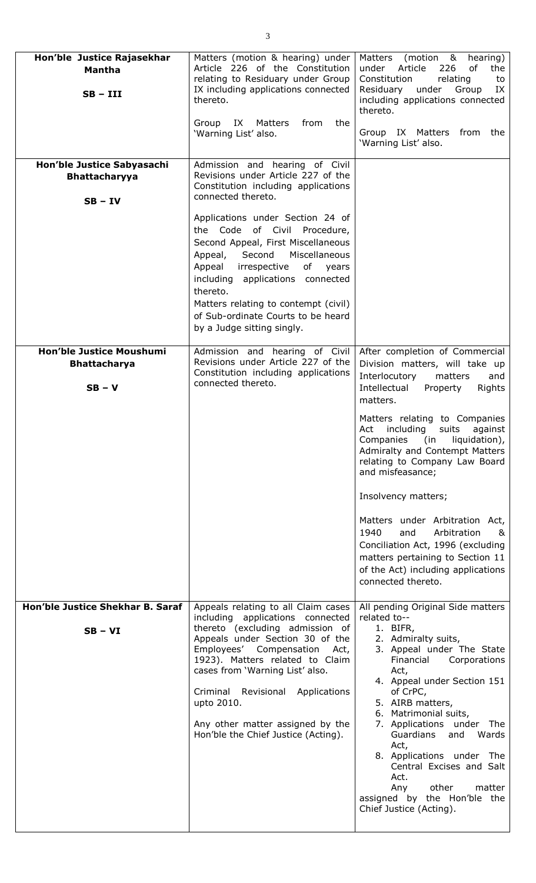| | | |
|---|---|---|
| **Hon'ble Justice Rajasekhar Mantha**<br><br>**SB – III** | Matters (motion & hearing) under Article 226 of the Constitution relating to Residuary under Group IX including applications connected thereto.<br><br>Group IX Matters from the 'Warning List' also. | Matters (motion & hearing) under Article 226 of the Constitution relating to Residuary under Group IX including applications connected thereto.<br><br>Group IX Matters from the 'Warning List' also. |
| **Hon'ble Justice Sabyasachi Bhattacharyya**<br><br>**SB – IV** | Admission and hearing of Civil Revisions under Article 227 of the Constitution including applications connected thereto.<br><br>Applications under Section 24 of the Code of Civil Procedure, Second Appeal, First Miscellaneous Appeal, Second Miscellaneous Appeal irrespective of years including applications connected thereto.<br>Matters relating to contempt (civil) of Sub-ordinate Courts to be heard by a Judge sitting singly. | |
| **Hon'ble Justice Moushumi Bhattacharya**<br><br>**SB – V** | Admission and hearing of Civil Revisions under Article 227 of the Constitution including applications connected thereto. | After completion of Commercial Division matters, will take up Interlocutory matters and Intellectual Property Rights matters.<br><br>Matters relating to Companies Act including suits against Companies (in liquidation), Admiralty and Contempt Matters relating to Company Law Board and misfeasance;<br><br>Insolvency matters;<br><br>Matters under Arbitration Act, 1940 and Arbitration & Conciliation Act, 1996 (excluding matters pertaining to Section 11 of the Act) including applications connected thereto. |
| **Hon'ble Justice Shekhar B. Saraf**<br><br>**SB – VI** | Appeals relating to all Claim cases including applications connected thereto (excluding admission of Appeals under Section 30 of the Employees' Compensation Act, 1923). Matters related to Claim cases from 'Warning List' also.<br><br>Criminal Revisional Applications upto 2010.<br><br>Any other matter assigned by the Hon'ble the Chief Justice (Acting). | All pending Original Side matters related to--<br>1. BIFR,<br>2. Admiralty suits,<br>3. Appeal under The State Financial Corporations Act,<br>4. Appeal under Section 151 of CrPC,<br>5. AIRB matters,<br>6. Matrimonial suits,<br>7. Applications under The Guardians and Wards Act,<br>8. Applications under The Central Excises and Salt Act.<br>Any other matter assigned by the Hon'ble the Chief Justice (Acting). |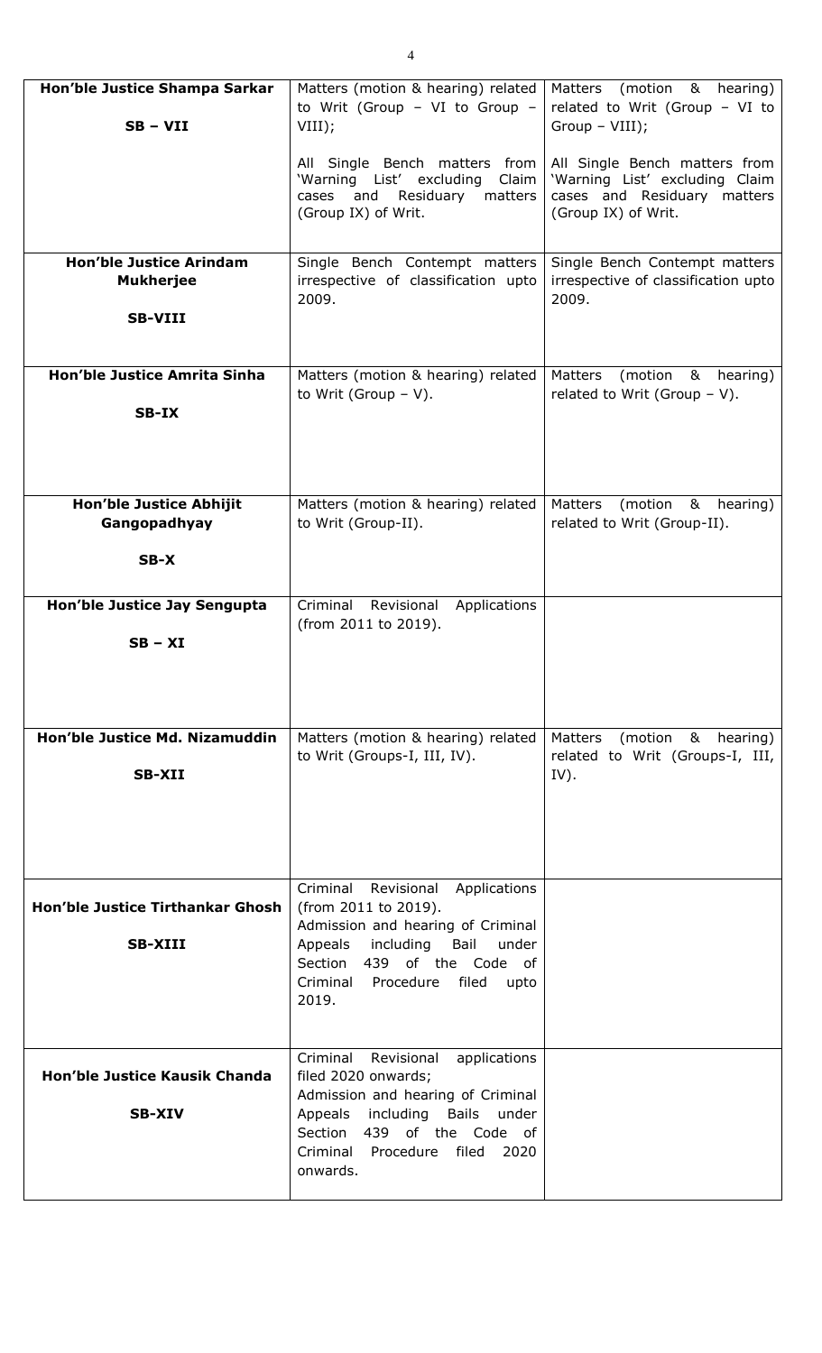| **Hon'ble Justice Shampa Sarkar**<br><br>**SB – VII** | Matters (motion & hearing) related to Writ (Group – VI to Group – VIII);<br><br>All Single Bench matters from 'Warning List' excluding Claim cases and Residuary matters (Group IX) of Writ. | Matters (motion & hearing) related to Writ (Group – VI to Group – VIII);<br><br>All Single Bench matters from 'Warning List' excluding Claim cases and Residuary matters (Group IX) of Writ. |
|---|---|---|
| **Hon'ble Justice Arindam Mukherjee**<br><br>**SB-VIII** | Single Bench Contempt matters irrespective of classification upto 2009. | Single Bench Contempt matters irrespective of classification upto 2009. |
| **Hon'ble Justice Amrita Sinha**<br><br>**SB-IX** | Matters (motion & hearing) related to Writ (Group – V). | Matters (motion & hearing) related to Writ (Group – V). |
| **Hon'ble Justice Abhijit Gangopadhyay**<br><br>**SB-X** | Matters (motion & hearing) related to Writ (Group-II). | Matters (motion & hearing) related to Writ (Group-II). |
| **Hon'ble Justice Jay Sengupta**<br><br>**SB – XI** | Criminal Revisional Applications (from 2011 to 2019). | |
| **Hon'ble Justice Md. Nizamuddin**<br><br>**SB-XII** | Matters (motion & hearing) related to Writ (Groups-I, III, IV). | Matters (motion & hearing) related to Writ (Groups-I, III, IV). |
| **Hon'ble Justice Tirthankar Ghosh**<br><br>**SB-XIII** | Criminal Revisional Applications (from 2011 to 2019).<br>Admission and hearing of Criminal Appeals including Bail under Section 439 of the Code of Criminal Procedure filed upto 2019. | |
| **Hon'ble Justice Kausik Chanda**<br><br>**SB-XIV** | Criminal Revisional applications filed 2020 onwards;<br>Admission and hearing of Criminal Appeals including Bails under Section 439 of the Code of Criminal Procedure filed 2020 onwards. | |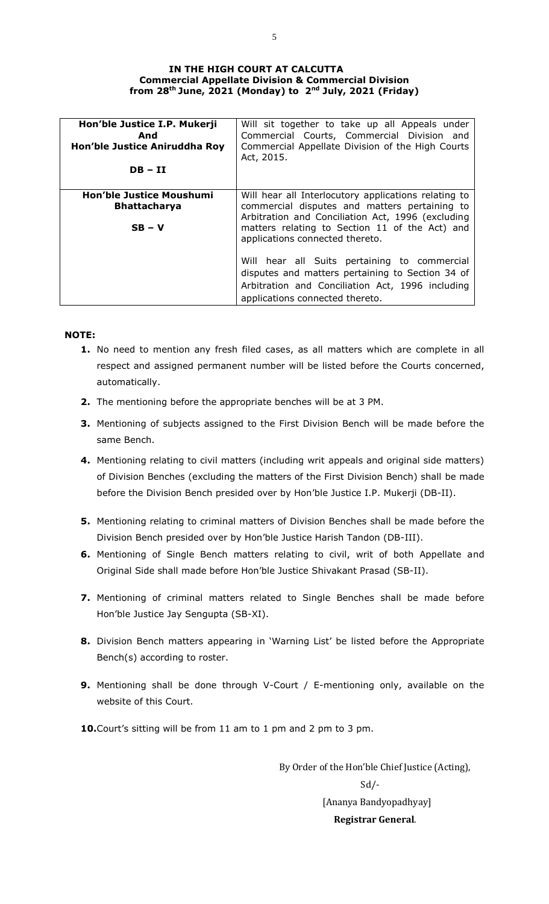**IN THE HIGH COURT AT CALCUTTA**
**Commercial Appellate Division & Commercial Division**
**from 28th June, 2021 (Monday) to 2nd July, 2021 (Friday)**

| | |
|---|---|
| **Hon'ble Justice I.P. Mukerji**<br>**And**<br>**Hon'ble Justice Aniruddha Roy**<br><br>**DB – II** | Will sit together to take up all Appeals under Commercial Courts, Commercial Division and Commercial Appellate Division of the High Courts Act, 2015. |
| **Hon'ble Justice Moushumi Bhattacharya**<br><br>**SB – V** | Will hear all Interlocutory applications relating to commercial disputes and matters pertaining to Arbitration and Conciliation Act, 1996 (excluding matters relating to Section 11 of the Act) and applications connected thereto.<br><br>Will hear all Suits pertaining to commercial disputes and matters pertaining to Section 34 of Arbitration and Conciliation Act, 1996 including applications connected thereto. |

**NOTE:**

1. No need to mention any fresh filed cases, as all matters which are complete in all respect and assigned permanent number will be listed before the Courts concerned, automatically.
2. The mentioning before the appropriate benches will be at 3 PM.
3. Mentioning of subjects assigned to the First Division Bench will be made before the same Bench.
4. Mentioning relating to civil matters (including writ appeals and original side matters) of Division Benches (excluding the matters of the First Division Bench) shall be made before the Division Bench presided over by Hon'ble Justice I.P. Mukerji (DB-II).
5. Mentioning relating to criminal matters of Division Benches shall be made before the Division Bench presided over by Hon'ble Justice Harish Tandon (DB-III).
6. Mentioning of Single Bench matters relating to civil, writ of both Appellate and Original Side shall made before Hon'ble Justice Shivakant Prasad (SB-II).
7. Mentioning of criminal matters related to Single Benches shall be made before Hon'ble Justice Jay Sengupta (SB-XI).
8. Division Bench matters appearing in 'Warning List' be listed before the Appropriate Bench(s) according to roster.
9. Mentioning shall be done through V-Court / E-mentioning only, available on the website of this Court.
10. Court's sitting will be from 11 am to 1 pm and 2 pm to 3 pm.

By Order of the Hon'ble Chief Justice (Acting),

Sd/-

[Ananya Bandyopadhyay]

**Registrar General.**